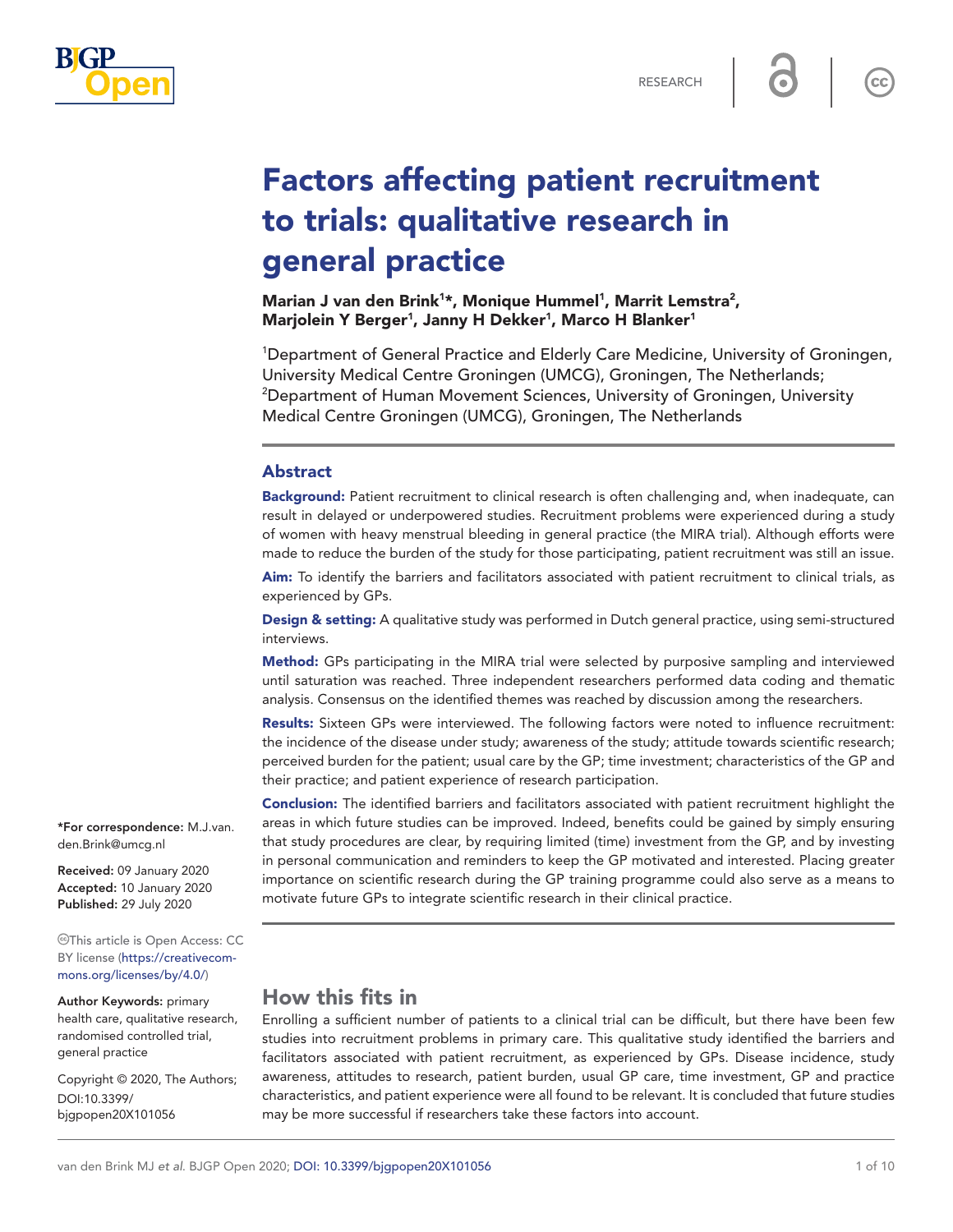# Factors affecting patient recruitment to trials: qualitative research in general practice

**Marian J van den Brink[1]*, Monique Hummel[1], Marrit Lemstra[2], Marjolein Y Berger[1], Janny H Dekker[1], Marco H Blanker[1]**

[1]Department of General Practice and Elderly Care Medicine, University of Groningen, University Medical Centre Groningen (UMCG), Groningen, The Netherlands; [2]Department of Human Movement Sciences, University of Groningen, University Medical Centre Groningen (UMCG), Groningen, The Netherlands

## Abstract

**Background:** Patient recruitment to clinical research is often challenging and, when inadequate, can result in delayed or underpowered studies. Recruitment problems were experienced during a study of women with heavy menstrual bleeding in general practice (the MIRA trial). Although efforts were made to reduce the burden of the study for those participating, patient recruitment was still an issue.

**Aim:** To identify the barriers and facilitators associated with patient recruitment to clinical trials, as experienced by GPs.

**Design & setting:** A qualitative study was performed in Dutch general practice, using semi-structured interviews.

**Method:** GPs participating in the MIRA trial were selected by purposive sampling and interviewed until saturation was reached. Three independent researchers performed data coding and thematic analysis. Consensus on the identified themes was reached by discussion among the researchers.

**Results:** Sixteen GPs were interviewed. The following factors were noted to influence recruitment: the incidence of the disease under study; awareness of the study; attitude towards scientific research; perceived burden for the patient; usual care by the GP; time investment; characteristics of the GP and their practice; and patient experience of research participation.

**Conclusion:** The identified barriers and facilitators associated with patient recruitment highlight the areas in which future studies can be improved. Indeed, benefits could be gained by simply ensuring that study procedures are clear, by requiring limited (time) investment from the GP, and by investing in personal communication and reminders to keep the GP motivated and interested. Placing greater importance on scientific research during the GP training programme could also serve as a means to motivate future GPs to integrate scientific research in their clinical practice.

*For correspondence: M.J.van.den.Brink@umcg.nl

**Received:** 09 January 2020
**Accepted:** 10 January 2020
**Published:** 29 July 2020

This article is Open Access: CC BY license (https://creativecommons.org/licenses/by/4.0/)

**Author Keywords:** primary health care, qualitative research, randomised controlled trial, general practice

Copyright © 2020, The Authors;
DOI:10.3399/bjgpopen20X101056

## How this fits in

Enrolling a sufficient number of patients to a clinical trial can be difficult, but there have been few studies into recruitment problems in primary care. This qualitative study identified the barriers and facilitators associated with patient recruitment, as experienced by GPs. Disease incidence, study awareness, attitudes to research, patient burden, usual GP care, time investment, GP and practice characteristics, and patient experience were all found to be relevant. It is concluded that future studies may be more successful if researchers take these factors into account.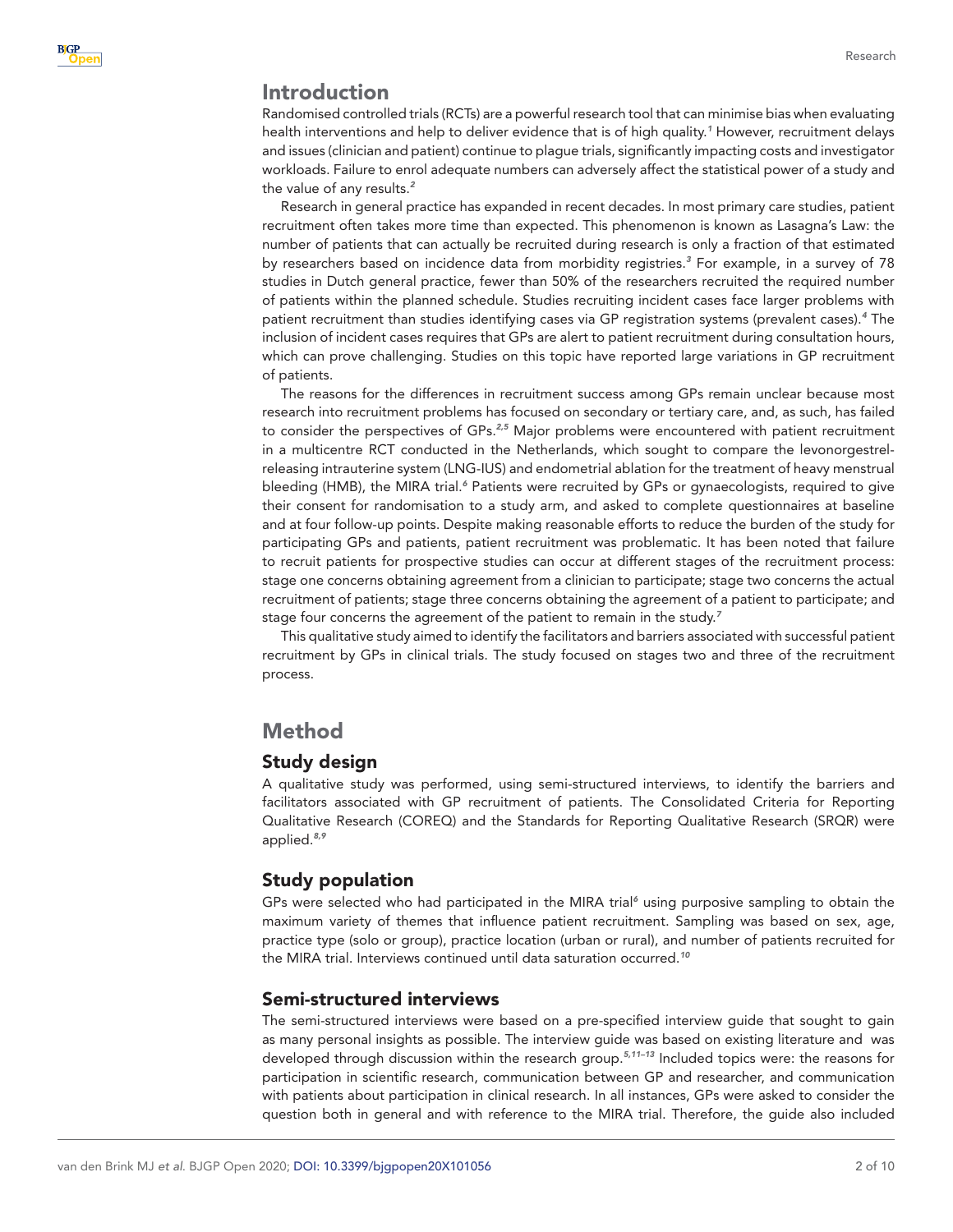## Introduction

Randomised controlled trials (RCTs) are a powerful research tool that can minimise bias when evaluating health interventions and help to deliver evidence that is of high quality.[1] However, recruitment delays and issues (clinician and patient) continue to plague trials, significantly impacting costs and investigator workloads. Failure to enrol adequate numbers can adversely affect the statistical power of a study and the value of any results.[2]

Research in general practice has expanded in recent decades. In most primary care studies, patient recruitment often takes more time than expected. This phenomenon is known as Lasagna's Law: the number of patients that can actually be recruited during research is only a fraction of that estimated by researchers based on incidence data from morbidity registries.[3] For example, in a survey of 78 studies in Dutch general practice, fewer than 50% of the researchers recruited the required number of patients within the planned schedule. Studies recruiting incident cases face larger problems with patient recruitment than studies identifying cases via GP registration systems (prevalent cases).[4] The inclusion of incident cases requires that GPs are alert to patient recruitment during consultation hours, which can prove challenging. Studies on this topic have reported large variations in GP recruitment of patients.

The reasons for the differences in recruitment success among GPs remain unclear because most research into recruitment problems has focused on secondary or tertiary care, and, as such, has failed to consider the perspectives of GPs.[2,5] Major problems were encountered with patient recruitment in a multicentre RCT conducted in the Netherlands, which sought to compare the levonorgestrel-releasing intrauterine system (LNG-IUS) and endometrial ablation for the treatment of heavy menstrual bleeding (HMB), the MIRA trial.[6] Patients were recruited by GPs or gynaecologists, required to give their consent for randomisation to a study arm, and asked to complete questionnaires at baseline and at four follow-up points. Despite making reasonable efforts to reduce the burden of the study for participating GPs and patients, patient recruitment was problematic. It has been noted that failure to recruit patients for prospective studies can occur at different stages of the recruitment process: stage one concerns obtaining agreement from a clinician to participate; stage two concerns the actual recruitment of patients; stage three concerns obtaining the agreement of a patient to participate; and stage four concerns the agreement of the patient to remain in the study.[7]

This qualitative study aimed to identify the facilitators and barriers associated with successful patient recruitment by GPs in clinical trials. The study focused on stages two and three of the recruitment process.

## Method

### Study design

A qualitative study was performed, using semi-structured interviews, to identify the barriers and facilitators associated with GP recruitment of patients. The Consolidated Criteria for Reporting Qualitative Research (COREQ) and the Standards for Reporting Qualitative Research (SRQR) were applied.[8,9]

### Study population

GPs were selected who had participated in the MIRA trial[6] using purposive sampling to obtain the maximum variety of themes that influence patient recruitment. Sampling was based on sex, age, practice type (solo or group), practice location (urban or rural), and number of patients recruited for the MIRA trial. Interviews continued until data saturation occurred.[10]

### Semi-structured interviews

The semi-structured interviews were based on a pre-specified interview guide that sought to gain as many personal insights as possible. The interview guide was based on existing literature and was developed through discussion within the research group.[5,11–13] Included topics were: the reasons for participation in scientific research, communication between GP and researcher, and communication with patients about participation in clinical research. In all instances, GPs were asked to consider the question both in general and with reference to the MIRA trial. Therefore, the guide also included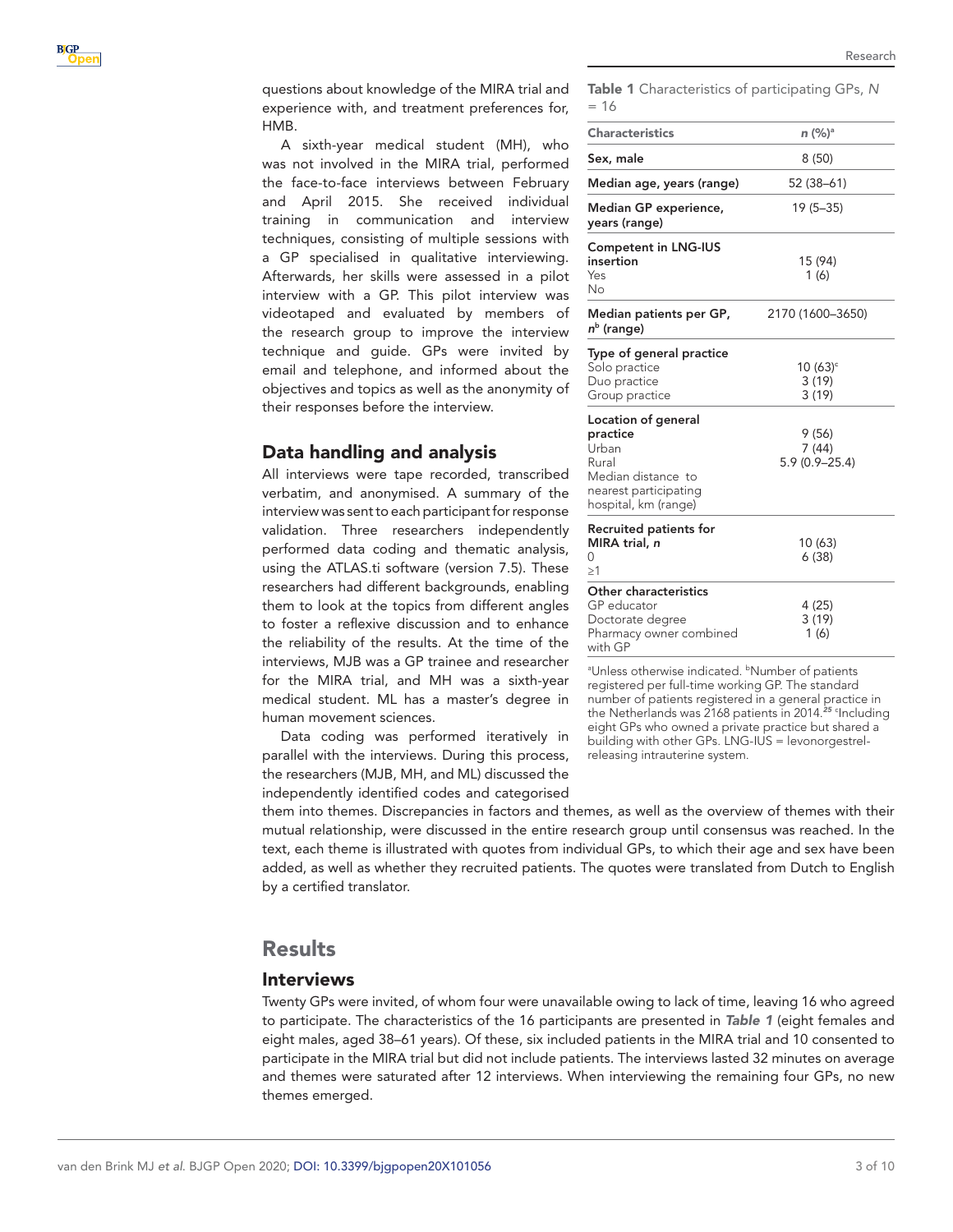questions about knowledge of the MIRA trial and experience with, and treatment preferences for, HMB.

A sixth-year medical student (MH), who was not involved in the MIRA trial, performed the face-to-face interviews between February and April 2015. She received individual training in communication and interview techniques, consisting of multiple sessions with a GP specialised in qualitative interviewing. Afterwards, her skills were assessed in a pilot interview with a GP. This pilot interview was videotaped and evaluated by members of the research group to improve the interview technique and guide. GPs were invited by email and telephone, and informed about the objectives and topics as well as the anonymity of their responses before the interview.

**Table 1** Characteristics of participating GPs, *N* = 16

| Characteristics | *n* (%)[a] |
|---|---|
| **Sex, male** | 8 (50) |
| **Median age, years (range)** | 52 (38–61) |
| **Median GP experience, years (range)** | 19 (5–35) |
| **Competent in LNG-IUS insertion** | |
| Yes | 15 (94) |
| No | 1 (6) |
| **Median patients per GP, *n*[b] (range)** | 2170 (1600–3650) |
| **Type of general practice** | |
| Solo practice | 10 (63)[c] |
| Duo practice | 3 (19) |
| Group practice | 3 (19) |
| **Location of general practice** | |
| Urban | 9 (56) |
| Rural | 7 (44) |
| Median distance to nearest participating hospital, km (range) | 5.9 (0.9–25.4) |
| **Recruited patients for MIRA trial, *n*** | |
| 0 | 10 (63) |
| ≥1 | 6 (38) |
| **Other characteristics** | |
| GP educator | 4 (25) |
| Doctorate degree | 3 (19) |
| Pharmacy owner combined with GP | 1 (6) |

[a]Unless otherwise indicated. [b]Number of patients registered per full-time working GP. The standard number of patients registered in a general practice in the Netherlands was 2168 patients in 2014.[25] [c]Including eight GPs who owned a private practice but shared a building with other GPs. LNG-IUS = levonorgestrel-releasing intrauterine system.

## Data handling and analysis

All interviews were tape recorded, transcribed verbatim, and anonymised. A summary of the interview was sent to each participant for response validation. Three researchers independently performed data coding and thematic analysis, using the ATLAS.ti software (version 7.5). These researchers had different backgrounds, enabling them to look at the topics from different angles to foster a reflexive discussion and to enhance the reliability of the results. At the time of the interviews, MJB was a GP trainee and researcher for the MIRA trial, and MH was a sixth-year medical student. ML has a master's degree in human movement sciences.

Data coding was performed iteratively in parallel with the interviews. During this process, the researchers (MJB, MH, and ML) discussed the independently identified codes and categorised them into themes. Discrepancies in factors and themes, as well as the overview of themes with their mutual relationship, were discussed in the entire research group until consensus was reached. In the text, each theme is illustrated with quotes from individual GPs, to which their age and sex have been added, as well as whether they recruited patients. The quotes were translated from Dutch to English by a certified translator.

# Results

## Interviews

Twenty GPs were invited, of whom four were unavailable owing to lack of time, leaving 16 who agreed to participate. The characteristics of the 16 participants are presented in ***Table 1*** (eight females and eight males, aged 38–61 years). Of these, six included patients in the MIRA trial and 10 consented to participate in the MIRA trial but did not include patients. The interviews lasted 32 minutes on average and themes were saturated after 12 interviews. When interviewing the remaining four GPs, no new themes emerged.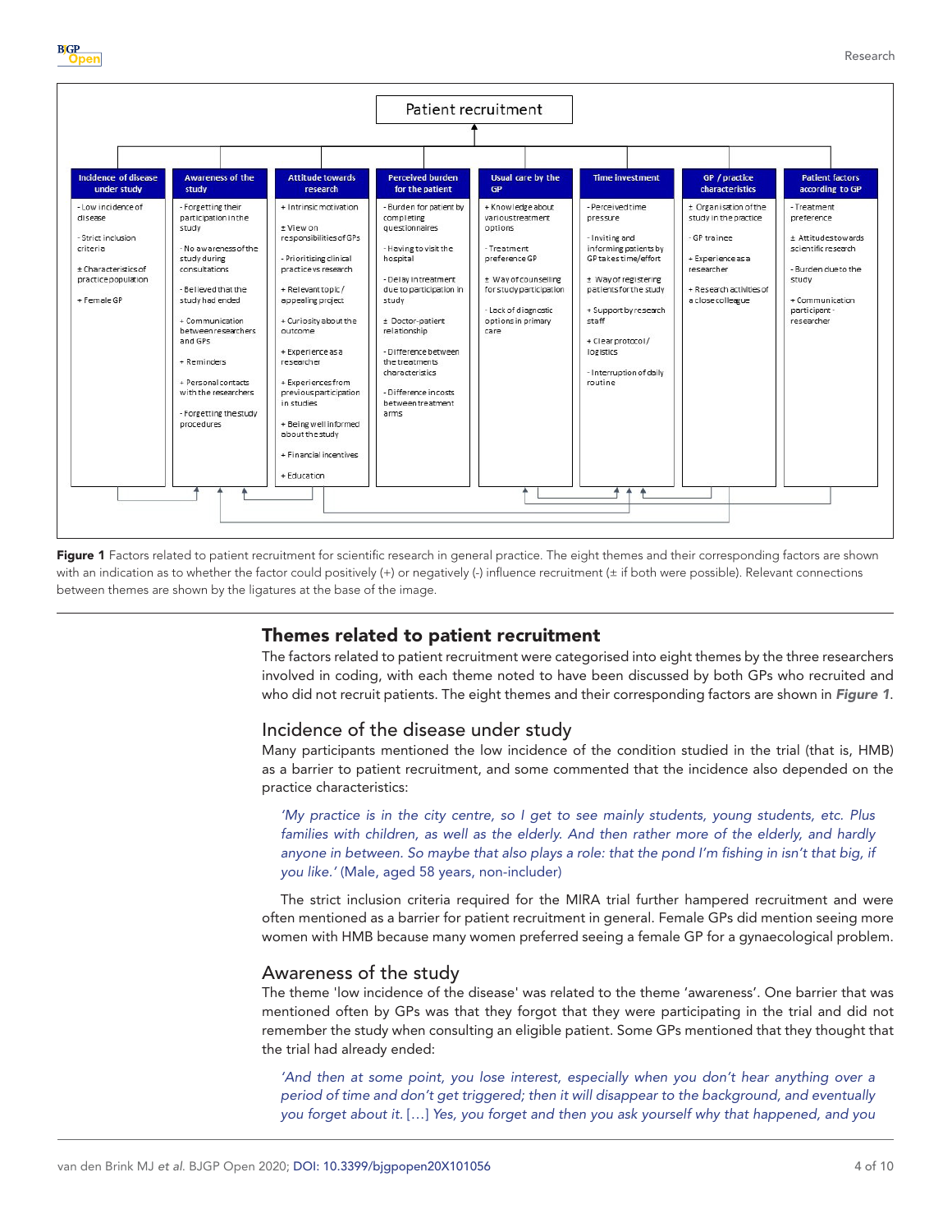Patient recruitment

| Incidence of disease under study | Awareness of the study | Attitude towards research | Perceived burden for the patient | Usual care by the GP | Time investment | GP / practice characteristics | Patient factors according to GP |
| --- | --- | --- | --- | --- | --- | --- | --- |
| - Low incidence of disease<br>- Strict inclusion criteria<br>± Characteristics of practice population<br>+ Female GP | - Forgetting their participation in the study<br>- No awareness of the study during consultations<br>- Believed that the study had ended<br>+ Communication between researchers and GPs<br>+ Reminders<br>+ Personal contacts with the researchers<br>- Forgetting the study procedures | + Intrinsic motivation<br>± View on responsibilities of GPs<br>- Prioritising clinical practice vs research<br>+ Relevant topic / appealing project<br>+ Curiosity about the outcome<br>+ Experience as a researcher<br>+ Experiences from previous participation in studies<br>+ Being well informed about the study<br>+ Financial incentives<br>+ Education | - Burden for patient by completing questionnaires<br>- Having to visit the hospital<br>- Delay in treatment due to participation in study<br>± Doctor-patient relationship<br>- Difference between the treatments characteristics<br>- Difference in costs between treatment arms | + Knowledge about various treatment options<br>- Treatment preference GP<br>± Way of counselling for study participation<br>- Lack of diagnostic options in primary care | - Perceived time pressure<br>- Inviting and informing patients by GP takes time/effort<br>± Way of registering patients for the study<br>+ Support by research staff<br>+ Clear protocol / logistics<br>- Interruption of daily routine | ± Organisation of the study in the practice<br>- GP trainee<br>+ Experience as a researcher<br>+ Research activities of a close colleague | - Treatment preference<br>± Attitudes towards scientific research<br>- Burden due to the study<br>+ Communication participant - researcher |

**Figure 1** Factors related to patient recruitment for scientific research in general practice. The eight themes and their corresponding factors are shown with an indication as to whether the factor could positively (+) or negatively (-) influence recruitment (± if both were possible). Relevant connections between themes are shown by the ligatures at the base of the image.

## Themes related to patient recruitment

The factors related to patient recruitment were categorised into eight themes by the three researchers involved in coding, with each theme noted to have been discussed by both GPs who recruited and who did not recruit patients. The eight themes and their corresponding factors are shown in ***Figure 1***.

### Incidence of the disease under study

Many participants mentioned the low incidence of the condition studied in the trial (that is, HMB) as a barrier to patient recruitment, and some commented that the incidence also depended on the practice characteristics:

> *'My practice is in the city centre, so I get to see mainly students, young students, etc. Plus families with children, as well as the elderly. And then rather more of the elderly, and hardly anyone in between. So maybe that also plays a role: that the pond I'm fishing in isn't that big, if you like.'* (Male, aged 58 years, non-includer)

The strict inclusion criteria required for the MIRA trial further hampered recruitment and were often mentioned as a barrier for patient recruitment in general. Female GPs did mention seeing more women with HMB because many women preferred seeing a female GP for a gynaecological problem.

### Awareness of the study

The theme 'low incidence of the disease' was related to the theme 'awareness'. One barrier that was mentioned often by GPs was that they forgot that they were participating in the trial and did not remember the study when consulting an eligible patient. Some GPs mentioned that they thought that the trial had already ended:

> *'And then at some point, you lose interest, especially when you don't hear anything over a period of time and don't get triggered; then it will disappear to the background, and eventually you forget about it. […] Yes, you forget and then you ask yourself why that happened, and you*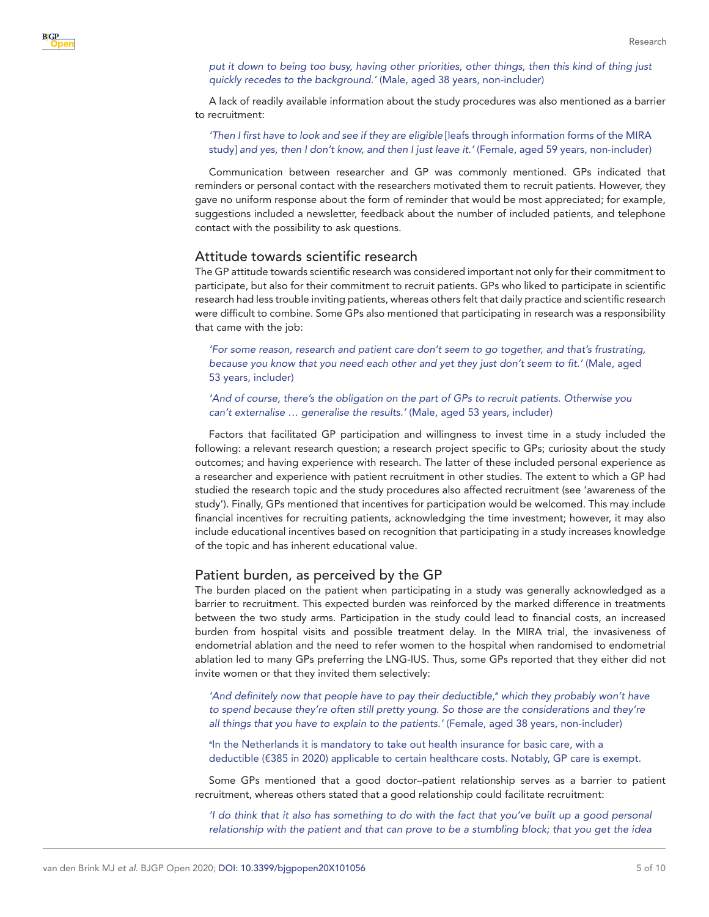*put it down to being too busy, having other priorities, other things, then this kind of thing just quickly recedes to the background.'* (Male, aged 38 years, non-includer)

A lack of readily available information about the study procedures was also mentioned as a barrier to recruitment:

*'Then I first have to look and see if they are eligible* [leafs through information forms of the MIRA study] *and yes, then I don't know, and then I just leave it.'* (Female, aged 59 years, non-includer)

Communication between researcher and GP was commonly mentioned. GPs indicated that reminders or personal contact with the researchers motivated them to recruit patients. However, they gave no uniform response about the form of reminder that would be most appreciated; for example, suggestions included a newsletter, feedback about the number of included patients, and telephone contact with the possibility to ask questions.

## Attitude towards scientific research

The GP attitude towards scientific research was considered important not only for their commitment to participate, but also for their commitment to recruit patients. GPs who liked to participate in scientific research had less trouble inviting patients, whereas others felt that daily practice and scientific research were difficult to combine. Some GPs also mentioned that participating in research was a responsibility that came with the job:

*'For some reason, research and patient care don't seem to go together, and that's frustrating, because you know that you need each other and yet they just don't seem to fit.'* (Male, aged 53 years, includer)

*'And of course, there's the obligation on the part of GPs to recruit patients. Otherwise you can't externalise … generalise the results.'* (Male, aged 53 years, includer)

Factors that facilitated GP participation and willingness to invest time in a study included the following: a relevant research question; a research project specific to GPs; curiosity about the study outcomes; and having experience with research. The latter of these included personal experience as a researcher and experience with patient recruitment in other studies. The extent to which a GP had studied the research topic and the study procedures also affected recruitment (see 'awareness of the study'). Finally, GPs mentioned that incentives for participation would be welcomed. This may include financial incentives for recruiting patients, acknowledging the time investment; however, it may also include educational incentives based on recognition that participating in a study increases knowledge of the topic and has inherent educational value.

## Patient burden, as perceived by the GP

The burden placed on the patient when participating in a study was generally acknowledged as a barrier to recruitment. This expected burden was reinforced by the marked difference in treatments between the two study arms. Participation in the study could lead to financial costs, an increased burden from hospital visits and possible treatment delay. In the MIRA trial, the invasiveness of endometrial ablation and the need to refer women to the hospital when randomised to endometrial ablation led to many GPs preferring the LNG-IUS. Thus, some GPs reported that they either did not invite women or that they invited them selectively:

*'And definitely now that people have to pay their deductible,*[a] *which they probably won't have to spend because they're often still pretty young. So those are the considerations and they're all things that you have to explain to the patients.'* (Female, aged 38 years, non-includer)

[a]In the Netherlands it is mandatory to take out health insurance for basic care, with a deductible (€385 in 2020) applicable to certain healthcare costs. Notably, GP care is exempt.

Some GPs mentioned that a good doctor–patient relationship serves as a barrier to patient recruitment, whereas others stated that a good relationship could facilitate recruitment:

*'I do think that it also has something to do with the fact that you've built up a good personal relationship with the patient and that can prove to be a stumbling block; that you get the idea*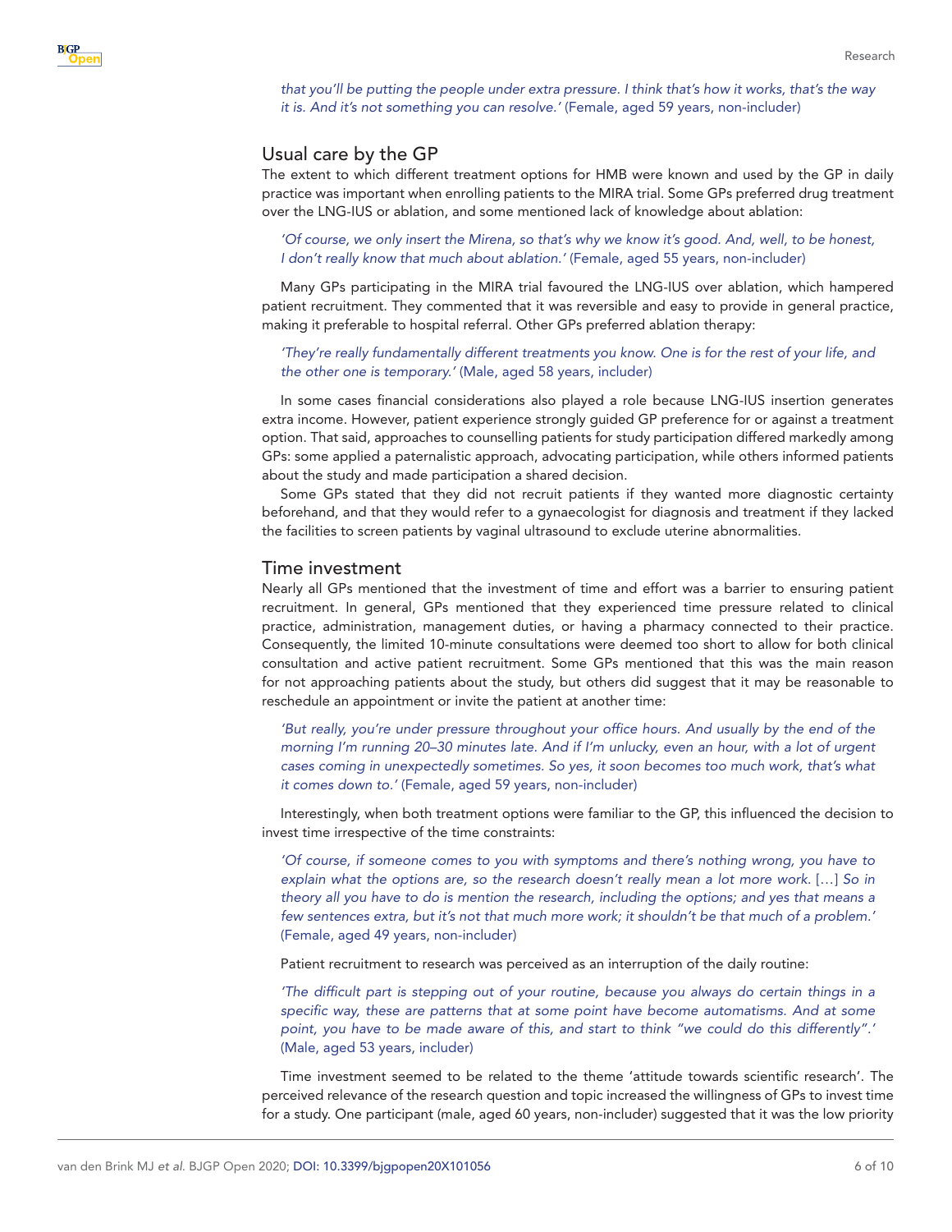*that you'll be putting the people under extra pressure. I think that's how it works, that's the way it is. And it's not something you can resolve.'* (Female, aged 59 years, non-includer)

## Usual care by the GP

The extent to which different treatment options for HMB were known and used by the GP in daily practice was important when enrolling patients to the MIRA trial. Some GPs preferred drug treatment over the LNG-IUS or ablation, and some mentioned lack of knowledge about ablation:

> *'Of course, we only insert the Mirena, so that's why we know it's good. And, well, to be honest, I don't really know that much about ablation.'* (Female, aged 55 years, non-includer)

Many GPs participating in the MIRA trial favoured the LNG-IUS over ablation, which hampered patient recruitment. They commented that it was reversible and easy to provide in general practice, making it preferable to hospital referral. Other GPs preferred ablation therapy:

> *'They're really fundamentally different treatments you know. One is for the rest of your life, and the other one is temporary.'* (Male, aged 58 years, includer)

In some cases financial considerations also played a role because LNG-IUS insertion generates extra income. However, patient experience strongly guided GP preference for or against a treatment option. That said, approaches to counselling patients for study participation differed markedly among GPs: some applied a paternalistic approach, advocating participation, while others informed patients about the study and made participation a shared decision.

Some GPs stated that they did not recruit patients if they wanted more diagnostic certainty beforehand, and that they would refer to a gynaecologist for diagnosis and treatment if they lacked the facilities to screen patients by vaginal ultrasound to exclude uterine abnormalities.

## Time investment

Nearly all GPs mentioned that the investment of time and effort was a barrier to ensuring patient recruitment. In general, GPs mentioned that they experienced time pressure related to clinical practice, administration, management duties, or having a pharmacy connected to their practice. Consequently, the limited 10-minute consultations were deemed too short to allow for both clinical consultation and active patient recruitment. Some GPs mentioned that this was the main reason for not approaching patients about the study, but others did suggest that it may be reasonable to reschedule an appointment or invite the patient at another time:

> *'But really, you're under pressure throughout your office hours. And usually by the end of the morning I'm running 20–30 minutes late. And if I'm unlucky, even an hour, with a lot of urgent cases coming in unexpectedly sometimes. So yes, it soon becomes too much work, that's what it comes down to.'* (Female, aged 59 years, non-includer)

Interestingly, when both treatment options were familiar to the GP, this influenced the decision to invest time irrespective of the time constraints:

> *'Of course, if someone comes to you with symptoms and there's nothing wrong, you have to explain what the options are, so the research doesn't really mean a lot more work.* […] *So in theory all you have to do is mention the research, including the options; and yes that means a few sentences extra, but it's not that much more work; it shouldn't be that much of a problem.'* (Female, aged 49 years, non-includer)

Patient recruitment to research was perceived as an interruption of the daily routine:

> *'The difficult part is stepping out of your routine, because you always do certain things in a specific way, these are patterns that at some point have become automatisms. And at some point, you have to be made aware of this, and start to think "we could do this differently".'* (Male, aged 53 years, includer)

Time investment seemed to be related to the theme 'attitude towards scientific research'. The perceived relevance of the research question and topic increased the willingness of GPs to invest time for a study. One participant (male, aged 60 years, non-includer) suggested that it was the low priority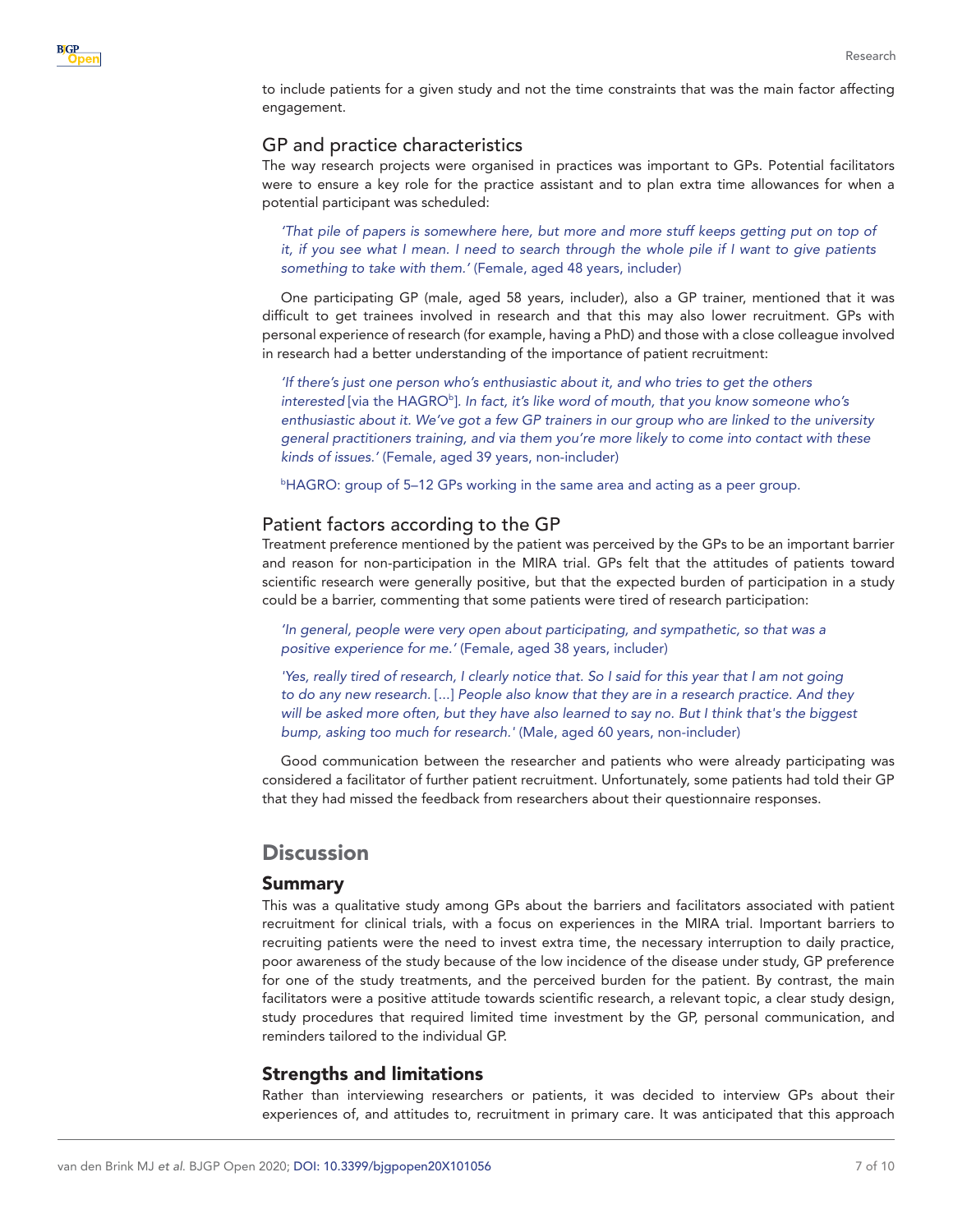to include patients for a given study and not the time constraints that was the main factor affecting engagement.

## GP and practice characteristics

The way research projects were organised in practices was important to GPs. Potential facilitators were to ensure a key role for the practice assistant and to plan extra time allowances for when a potential participant was scheduled:

> *'That pile of papers is somewhere here, but more and more stuff keeps getting put on top of it, if you see what I mean. I need to search through the whole pile if I want to give patients something to take with them.'* (Female, aged 48 years, includer)

One participating GP (male, aged 58 years, includer), also a GP trainer, mentioned that it was difficult to get trainees involved in research and that this may also lower recruitment. GPs with personal experience of research (for example, having a PhD) and those with a close colleague involved in research had a better understanding of the importance of patient recruitment:

> *'If there's just one person who's enthusiastic about it, and who tries to get the others interested* [via the HAGRO[b]]. *In fact, it's like word of mouth, that you know someone who's enthusiastic about it. We've got a few GP trainers in our group who are linked to the university general practitioners training, and via them you're more likely to come into contact with these kinds of issues.'* (Female, aged 39 years, non-includer)
>
> [b]HAGRO: group of 5–12 GPs working in the same area and acting as a peer group.

## Patient factors according to the GP

Treatment preference mentioned by the patient was perceived by the GPs to be an important barrier and reason for non-participation in the MIRA trial. GPs felt that the attitudes of patients toward scientific research were generally positive, but that the expected burden of participation in a study could be a barrier, commenting that some patients were tired of research participation:

> *'In general, people were very open about participating, and sympathetic, so that was a positive experience for me.'* (Female, aged 38 years, includer)
>
> *'Yes, really tired of research, I clearly notice that. So I said for this year that I am not going to do any new research.* [...] *People also know that they are in a research practice. And they will be asked more often, but they have also learned to say no. But I think that's the biggest bump, asking too much for research.'* (Male, aged 60 years, non-includer)

Good communication between the researcher and patients who were already participating was considered a facilitator of further patient recruitment. Unfortunately, some patients had told their GP that they had missed the feedback from researchers about their questionnaire responses.

# Discussion

## Summary

This was a qualitative study among GPs about the barriers and facilitators associated with patient recruitment for clinical trials, with a focus on experiences in the MIRA trial. Important barriers to recruiting patients were the need to invest extra time, the necessary interruption to daily practice, poor awareness of the study because of the low incidence of the disease under study, GP preference for one of the study treatments, and the perceived burden for the patient. By contrast, the main facilitators were a positive attitude towards scientific research, a relevant topic, a clear study design, study procedures that required limited time investment by the GP, personal communication, and reminders tailored to the individual GP.

## Strengths and limitations

Rather than interviewing researchers or patients, it was decided to interview GPs about their experiences of, and attitudes to, recruitment in primary care. It was anticipated that this approach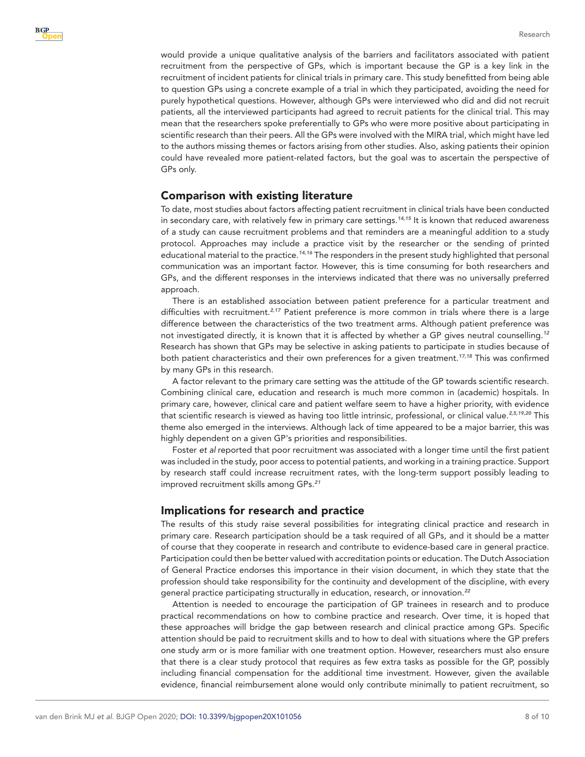would provide a unique qualitative analysis of the barriers and facilitators associated with patient recruitment from the perspective of GPs, which is important because the GP is a key link in the recruitment of incident patients for clinical trials in primary care. This study benefitted from being able to question GPs using a concrete example of a trial in which they participated, avoiding the need for purely hypothetical questions. However, although GPs were interviewed who did and did not recruit patients, all the interviewed participants had agreed to recruit patients for the clinical trial. This may mean that the researchers spoke preferentially to GPs who were more positive about participating in scientific research than their peers. All the GPs were involved with the MIRA trial, which might have led to the authors missing themes or factors arising from other studies. Also, asking patients their opinion could have revealed more patient-related factors, but the goal was to ascertain the perspective of GPs only.

## Comparison with existing literature

To date, most studies about factors affecting patient recruitment in clinical trials have been conducted in secondary care, with relatively few in primary care settings.[14,15] It is known that reduced awareness of a study can cause recruitment problems and that reminders are a meaningful addition to a study protocol. Approaches may include a practice visit by the researcher or the sending of printed educational material to the practice.[14,16] The responders in the present study highlighted that personal communication was an important factor. However, this is time consuming for both researchers and GPs, and the different responses in the interviews indicated that there was no universally preferred approach.

There is an established association between patient preference for a particular treatment and difficulties with recruitment.[2,17] Patient preference is more common in trials where there is a large difference between the characteristics of the two treatment arms. Although patient preference was not investigated directly, it is known that it is affected by whether a GP gives neutral counselling.[12] Research has shown that GPs may be selective in asking patients to participate in studies because of both patient characteristics and their own preferences for a given treatment.[17,18] This was confirmed by many GPs in this research.

A factor relevant to the primary care setting was the attitude of the GP towards scientific research. Combining clinical care, education and research is much more common in (academic) hospitals. In primary care, however, clinical care and patient welfare seem to have a higher priority, with evidence that scientific research is viewed as having too little intrinsic, professional, or clinical value.[2,5,19,20] This theme also emerged in the interviews. Although lack of time appeared to be a major barrier, this was highly dependent on a given GP's priorities and responsibilities.

Foster *et al* reported that poor recruitment was associated with a longer time until the first patient was included in the study, poor access to potential patients, and working in a training practice. Support by research staff could increase recruitment rates, with the long-term support possibly leading to improved recruitment skills among GPs.[21]

## Implications for research and practice

The results of this study raise several possibilities for integrating clinical practice and research in primary care. Research participation should be a task required of all GPs, and it should be a matter of course that they cooperate in research and contribute to evidence-based care in general practice. Participation could then be better valued with accreditation points or education. The Dutch Association of General Practice endorses this importance in their vision document, in which they state that the profession should take responsibility for the continuity and development of the discipline, with every general practice participating structurally in education, research, or innovation.[22]

Attention is needed to encourage the participation of GP trainees in research and to produce practical recommendations on how to combine practice and research. Over time, it is hoped that these approaches will bridge the gap between research and clinical practice among GPs. Specific attention should be paid to recruitment skills and to how to deal with situations where the GP prefers one study arm or is more familiar with one treatment option. However, researchers must also ensure that there is a clear study protocol that requires as few extra tasks as possible for the GP, possibly including financial compensation for the additional time investment. However, given the available evidence, financial reimbursement alone would only contribute minimally to patient recruitment, so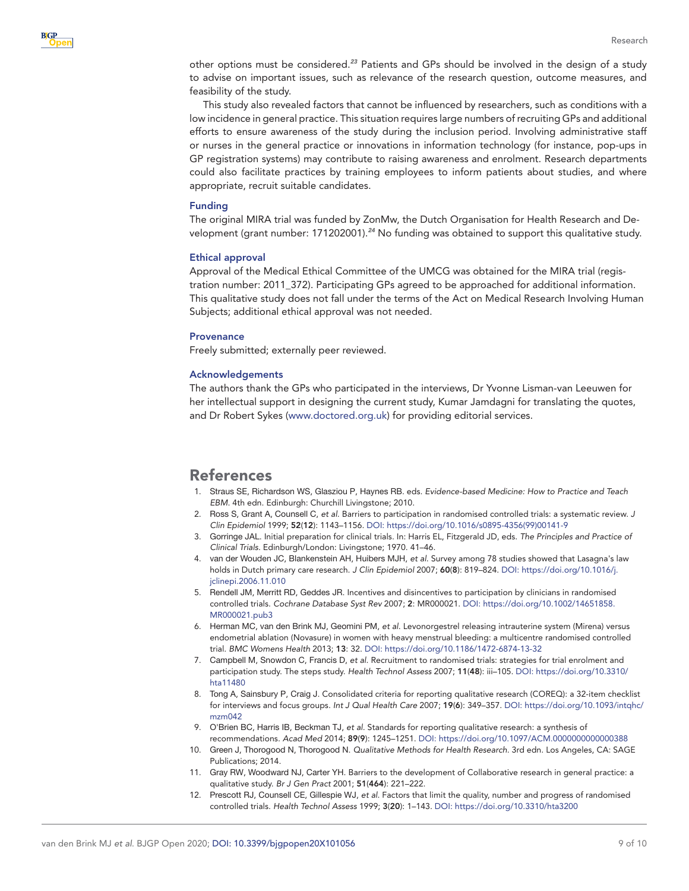other options must be considered.[23] Patients and GPs should be involved in the design of a study to advise on important issues, such as relevance of the research question, outcome measures, and feasibility of the study.

This study also revealed factors that cannot be influenced by researchers, such as conditions with a low incidence in general practice. This situation requires large numbers of recruiting GPs and additional efforts to ensure awareness of the study during the inclusion period. Involving administrative staff or nurses in the general practice or innovations in information technology (for instance, pop-ups in GP registration systems) may contribute to raising awareness and enrolment. Research departments could also facilitate practices by training employees to inform patients about studies, and where appropriate, recruit suitable candidates.

### Funding

The original MIRA trial was funded by ZonMw, the Dutch Organisation for Health Research and Development (grant number: 171202001).[24] No funding was obtained to support this qualitative study.

### Ethical approval

Approval of the Medical Ethical Committee of the UMCG was obtained for the MIRA trial (registration number: 2011_372). Participating GPs agreed to be approached for additional information. This qualitative study does not fall under the terms of the Act on Medical Research Involving Human Subjects; additional ethical approval was not needed.

### Provenance

Freely submitted; externally peer reviewed.

### Acknowledgements

The authors thank the GPs who participated in the interviews, Dr Yvonne Lisman-van Leeuwen for her intellectual support in designing the current study, Kumar Jamdagni for translating the quotes, and Dr Robert Sykes (www.doctored.org.uk) for providing editorial services.

## References

1. Straus SE, Richardson WS, Glasziou P, Haynes RB. eds. *Evidence-based Medicine: How to Practice and Teach EBM*. 4th edn. Edinburgh: Churchill Livingstone; 2010.
2. Ross S, Grant A, Counsell C, *et al*. Barriers to participation in randomised controlled trials: a systematic review. *J Clin Epidemiol* 1999; **52**(**12**): 1143–1156. DOI: https://doi.org/10.1016/s0895-4356(99)00141-9
3. Gorringe JAL. Initial preparation for clinical trials. In: Harris EL, Fitzgerald JD, eds. *The Principles and Practice of Clinical Trials*. Edinburgh/London: Livingstone; 1970. 41–46.
4. van der Wouden JC, Blankenstein AH, Huibers MJH, *et al*. Survey among 78 studies showed that Lasagna's law holds in Dutch primary care research. *J Clin Epidemiol* 2007; **60**(**8**): 819–824. DOI: https://doi.org/10.1016/j.jclinepi.2006.11.010
5. Rendell JM, Merritt RD, Geddes JR. Incentives and disincentives to participation by clinicians in randomised controlled trials. *Cochrane Database Syst Rev* 2007; **2**: MR000021. DOI: https://doi.org/10.1002/14651858.MR000021.pub3
6. Herman MC, van den Brink MJ, Geomini PM, *et al*. Levonorgestrel releasing intrauterine system (Mirena) versus endometrial ablation (Novasure) in women with heavy menstrual bleeding: a multicentre randomised controlled trial. *BMC Womens Health* 2013; **13**: 32. DOI: https://doi.org/10.1186/1472-6874-13-32
7. Campbell M, Snowdon C, Francis D, *et al*. Recruitment to randomised trials: strategies for trial enrolment and participation study. The steps study. *Health Technol Assess* 2007; **11**(**48**): iii–105. DOI: https://doi.org/10.3310/hta11480
8. Tong A, Sainsbury P, Craig J. Consolidated criteria for reporting qualitative research (COREQ): a 32-item checklist for interviews and focus groups. *Int J Qual Health Care* 2007; **19**(**6**): 349–357. DOI: https://doi.org/10.1093/intqhc/mzm042
9. O'Brien BC, Harris IB, Beckman TJ, *et al*. Standards for reporting qualitative research: a synthesis of recommendations. *Acad Med* 2014; **89**(**9**): 1245–1251. DOI: https://doi.org/10.1097/ACM.0000000000000388
10. Green J, Thorogood N, Thorogood N. *Qualitative Methods for Health Research*. 3rd edn. Los Angeles, CA: SAGE Publications; 2014.
11. Gray RW, Woodward NJ, Carter YH. Barriers to the development of Collaborative research in general practice: a qualitative study. *Br J Gen Pract* 2001; **51**(**464**): 221–222.
12. Prescott RJ, Counsell CE, Gillespie WJ, *et al*. Factors that limit the quality, number and progress of randomised controlled trials. *Health Technol Assess* 1999; **3**(**20**): 1–143. DOI: https://doi.org/10.3310/hta3200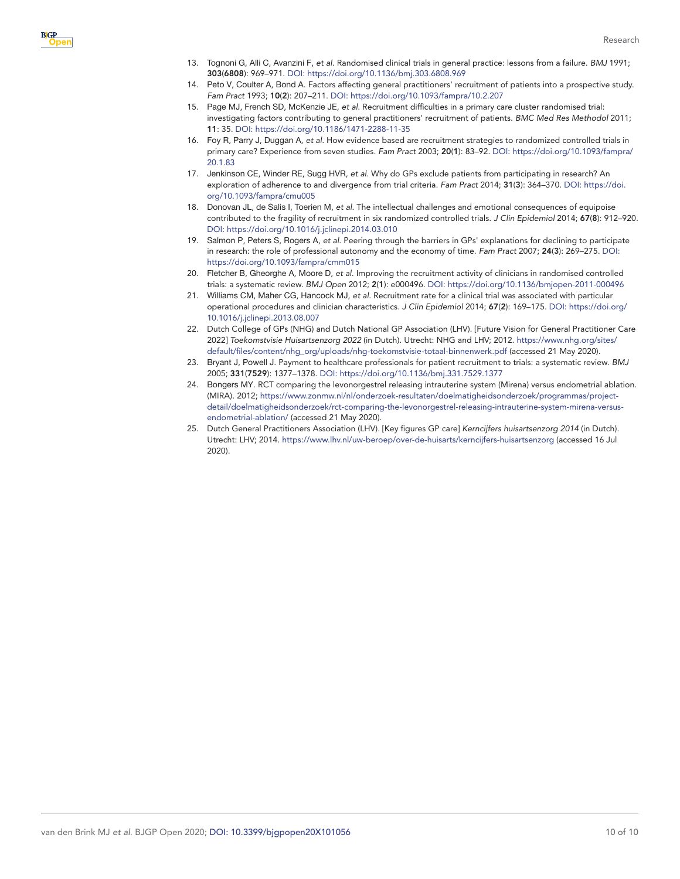13. Tognoni G, Alli C, Avanzini F, *et al*. Randomised clinical trials in general practice: lessons from a failure. *BMJ* 1991; **303**(**6808**): 969–971. DOI: https://doi.org/10.1136/bmj.303.6808.969
14. Peto V, Coulter A, Bond A. Factors affecting general practitioners' recruitment of patients into a prospective study. *Fam Pract* 1993; **10**(**2**): 207–211. DOI: https://doi.org/10.1093/fampra/10.2.207
15. Page MJ, French SD, McKenzie JE, *et al*. Recruitment difficulties in a primary care cluster randomised trial: investigating factors contributing to general practitioners' recruitment of patients. *BMC Med Res Methodol* 2011; **11**: 35. DOI: https://doi.org/10.1186/1471-2288-11-35
16. Foy R, Parry J, Duggan A, *et al*. How evidence based are recruitment strategies to randomized controlled trials in primary care? Experience from seven studies. *Fam Pract* 2003; **20**(**1**): 83–92. DOI: https://doi.org/10.1093/fampra/20.1.83
17. Jenkinson CE, Winder RE, Sugg HVR, *et al*. Why do GPs exclude patients from participating in research? An exploration of adherence to and divergence from trial criteria. *Fam Pract* 2014; **31**(**3**): 364–370. DOI: https://doi.org/10.1093/fampra/cmu005
18. Donovan JL, de Salis I, Toerien M, *et al*. The intellectual challenges and emotional consequences of equipoise contributed to the fragility of recruitment in six randomized controlled trials. *J Clin Epidemiol* 2014; **67**(**8**): 912–920. DOI: https://doi.org/10.1016/j.jclinepi.2014.03.010
19. Salmon P, Peters S, Rogers A, *et al*. Peering through the barriers in GPs' explanations for declining to participate in research: the role of professional autonomy and the economy of time. *Fam Pract* 2007; **24**(**3**): 269–275. DOI: https://doi.org/10.1093/fampra/cmm015
20. Fletcher B, Gheorghe A, Moore D, *et al*. Improving the recruitment activity of clinicians in randomised controlled trials: a systematic review. *BMJ Open* 2012; **2**(**1**): e000496. DOI: https://doi.org/10.1136/bmjopen-2011-000496
21. Williams CM, Maher CG, Hancock MJ, *et al*. Recruitment rate for a clinical trial was associated with particular operational procedures and clinician characteristics. *J Clin Epidemiol* 2014; **67**(**2**): 169–175. DOI: https://doi.org/10.1016/j.jclinepi.2013.08.007
22. Dutch College of GPs (NHG) and Dutch National GP Association (LHV). [Future Vision for General Practitioner Care 2022] *Toekomstvisie Huisartsenzorg 2022* (in Dutch). Utrecht: NHG and LHV; 2012. https://www.nhg.org/sites/default/files/content/nhg_org/uploads/nhg-toekomstvisie-totaal-binnenwerk.pdf (accessed 21 May 2020).
23. Bryant J, Powell J. Payment to healthcare professionals for patient recruitment to trials: a systematic review. *BMJ* 2005; **331**(**7529**): 1377–1378. DOI: https://doi.org/10.1136/bmj.331.7529.1377
24. Bongers MY. RCT comparing the levonorgestrel releasing intrauterine system (Mirena) versus endometrial ablation. (MIRA). 2012; https://www.zonmw.nl/nl/onderzoek-resultaten/doelmatigheidsonderzoek/programmas/project-detail/doelmatigheidsonderzoek/rct-comparing-the-levonorgestrel-releasing-intrauterine-system-mirena-versus-endometrial-ablation/ (accessed 21 May 2020).
25. Dutch General Practitioners Association (LHV). [Key figures GP care] *Kerncijfers huisartsenzorg 2014* (in Dutch). Utrecht: LHV; 2014. https://www.lhv.nl/uw-beroep/over-de-huisarts/kerncijfers-huisartsenzorg (accessed 16 Jul 2020).